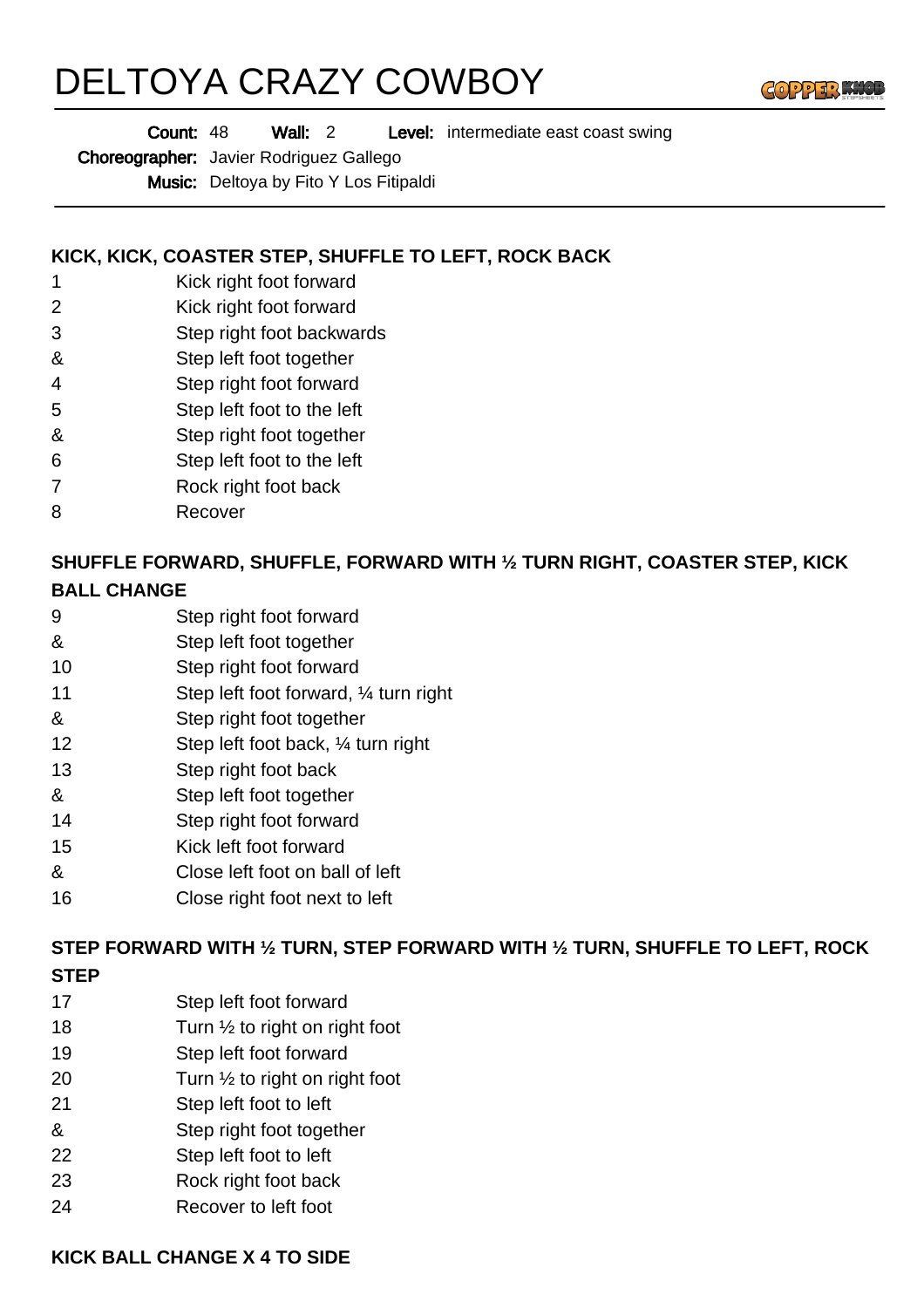# DELTOYA CRAZY COWBOY

**Count:** 48 **Wall:** 2 **Level:** intermediate east coast swing
**Choreographer:** Javier Rodriguez Gallego
**Music:** Deltoya by Fito Y Los Fitipaldi

### KICK, KICK, COASTER STEP, SHUFFLE TO LEFT, ROCK BACK

| | |
|---|---|
| 1 | Kick right foot forward |
| 2 | Kick right foot forward |
| 3 | Step right foot backwards |
| & | Step left foot together |
| 4 | Step right foot forward |
| 5 | Step left foot to the left |
| & | Step right foot together |
| 6 | Step left foot to the left |
| 7 | Rock right foot back |
| 8 | Recover |

### SHUFFLE FORWARD, SHUFFLE, FORWARD WITH ½ TURN RIGHT, COASTER STEP, KICK BALL CHANGE

| | |
|---|---|
| 9 | Step right foot forward |
| & | Step left foot together |
| 10 | Step right foot forward |
| 11 | Step left foot forward, ¼ turn right |
| & | Step right foot together |
| 12 | Step left foot back, ¼ turn right |
| 13 | Step right foot back |
| & | Step left foot together |
| 14 | Step right foot forward |
| 15 | Kick left foot forward |
| & | Close left foot on ball of left |
| 16 | Close right foot next to left |

### STEP FORWARD WITH ½ TURN, STEP FORWARD WITH ½ TURN, SHUFFLE TO LEFT, ROCK STEP

| | |
|---|---|
| 17 | Step left foot forward |
| 18 | Turn ½ to right on right foot |
| 19 | Step left foot forward |
| 20 | Turn ½ to right on right foot |
| 21 | Step left foot to left |
| & | Step right foot together |
| 22 | Step left foot to left |
| 23 | Rock right foot back |
| 24 | Recover to left foot |

### KICK BALL CHANGE X 4 TO SIDE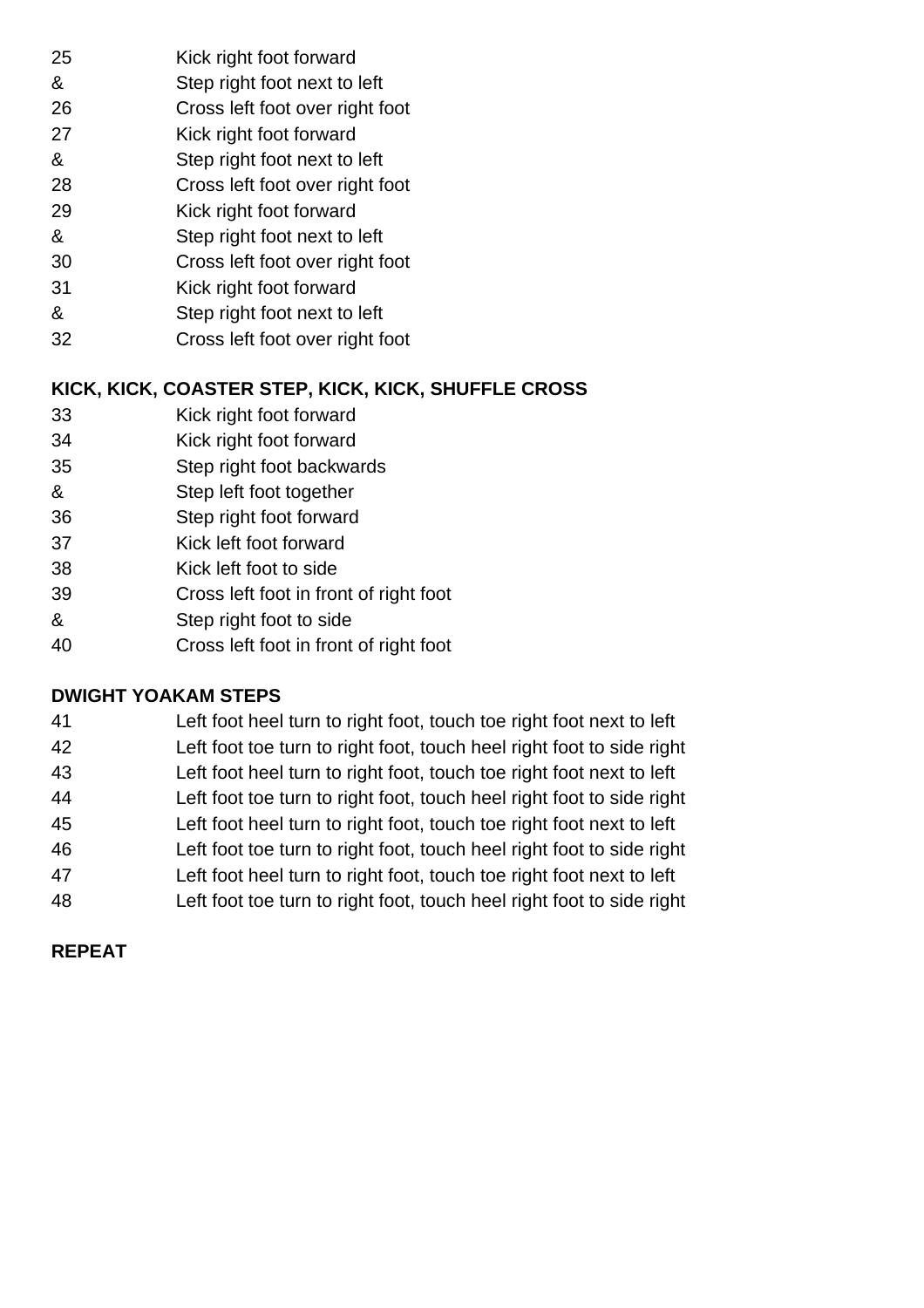| | |
|---|---|
| 25 | Kick right foot forward |
| & | Step right foot next to left |
| 26 | Cross left foot over right foot |
| 27 | Kick right foot forward |
| & | Step right foot next to left |
| 28 | Cross left foot over right foot |
| 29 | Kick right foot forward |
| & | Step right foot next to left |
| 30 | Cross left foot over right foot |
| 31 | Kick right foot forward |
| & | Step right foot next to left |
| 32 | Cross left foot over right foot |

**KICK, KICK, COASTER STEP, KICK, KICK, SHUFFLE CROSS**

| | |
|---|---|
| 33 | Kick right foot forward |
| 34 | Kick right foot forward |
| 35 | Step right foot backwards |
| & | Step left foot together |
| 36 | Step right foot forward |
| 37 | Kick left foot forward |
| 38 | Kick left foot to side |
| 39 | Cross left foot in front of right foot |
| & | Step right foot to side |
| 40 | Cross left foot in front of right foot |

**DWIGHT YOAKAM STEPS**

| | |
|---|---|
| 41 | Left foot heel turn to right foot, touch toe right foot next to left |
| 42 | Left foot toe turn to right foot, touch heel right foot to side right |
| 43 | Left foot heel turn to right foot, touch toe right foot next to left |
| 44 | Left foot toe turn to right foot, touch heel right foot to side right |
| 45 | Left foot heel turn to right foot, touch toe right foot next to left |
| 46 | Left foot toe turn to right foot, touch heel right foot to side right |
| 47 | Left foot heel turn to right foot, touch toe right foot next to left |
| 48 | Left foot toe turn to right foot, touch heel right foot to side right |

**REPEAT**